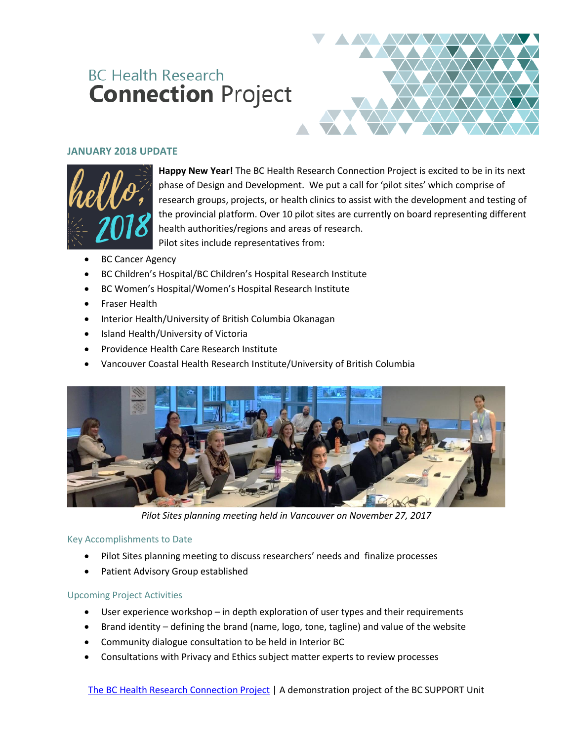# BC Health Research **Connection** Project

## JANUARY 2018 UPDATE

**Happy New Year!** The BC Health Research Connection Project is excited to be in its next phase of Design and Development. We put a call for 'pilot sites' which comprise of research groups, projects, or health clinics to assist with the development and testing of the provincial platform. Over 10 pilot sites are currently on board representing different health authorities/regions and areas of research.

Pilot sites include representatives from:

- BC Cancer Agency
- BC Children's Hospital/BC Children's Hospital Research Institute
- BC Women's Hospital/Women's Hospital Research Institute
- Fraser Health
- Interior Health/University of British Columbia Okanagan
- Island Health/University of Victoria
- Providence Health Care Research Institute
- Vancouver Coastal Health Research Institute/University of British Columbia

*Pilot Sites planning meeting held in Vancouver on November 27, 2017*

### Key Accomplishments to Date

- Pilot Sites planning meeting to discuss researchers' needs and finalize processes
- Patient Advisory Group established

### Upcoming Project Activities

- User experience workshop – in depth exploration of user types and their requirements
- Brand identity – defining the brand (name, logo, tone, tagline) and value of the website
- Community dialogue consultation to be held in Interior BC
- Consultations with Privacy and Ethics subject matter experts to review processes

The BC Health Research Connection Project | A demonstration project of the BC SUPPORT Unit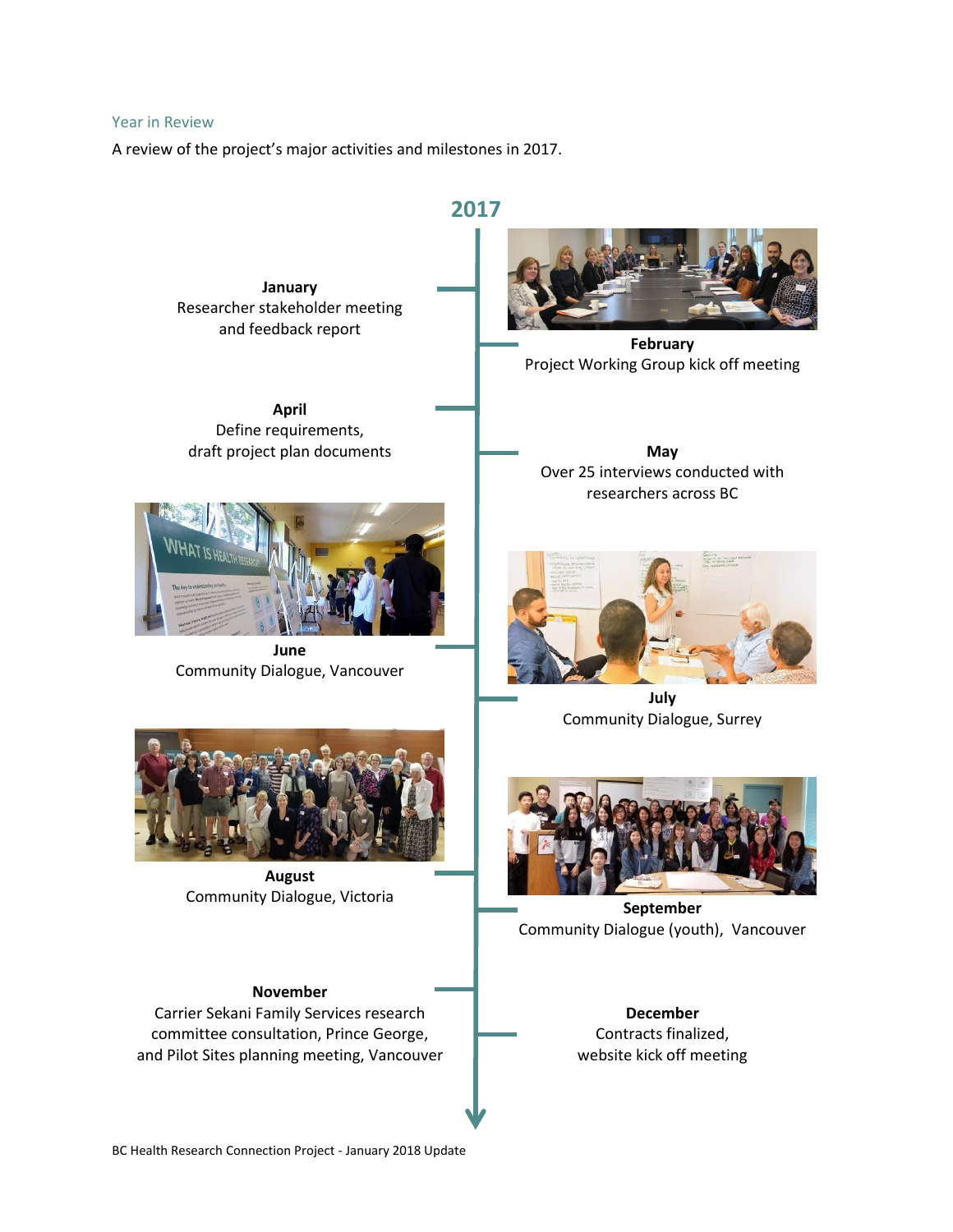## Year in Review

A review of the project's major activities and milestones in 2017.

## 2017

**January**
Researcher stakeholder meeting and feedback report

**February**
Project Working Group kick off meeting

**April**
Define requirements, draft project plan documents

**May**
Over 25 interviews conducted with researchers across BC

**June**
Community Dialogue, Vancouver

**July**
Community Dialogue, Surrey

**August**
Community Dialogue, Victoria

**September**
Community Dialogue (youth), Vancouver

**November**
Carrier Sekani Family Services research committee consultation, Prince George, and Pilot Sites planning meeting, Vancouver

**December**
Contracts finalized, website kick off meeting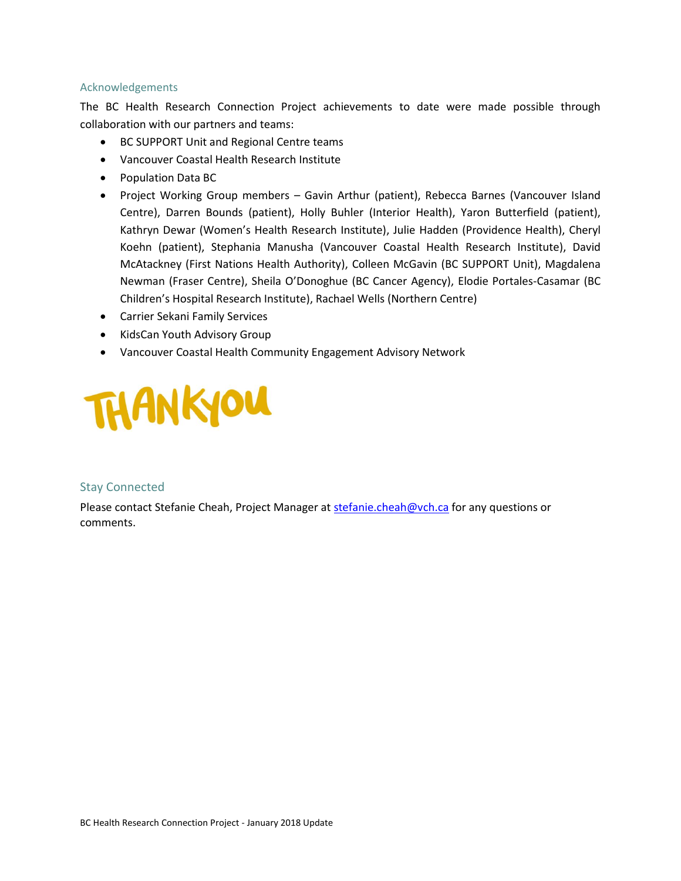## Acknowledgements

The BC Health Research Connection Project achievements to date were made possible through collaboration with our partners and teams:

- BC SUPPORT Unit and Regional Centre teams
- Vancouver Coastal Health Research Institute
- Population Data BC
- Project Working Group members – Gavin Arthur (patient), Rebecca Barnes (Vancouver Island Centre), Darren Bounds (patient), Holly Buhler (Interior Health), Yaron Butterfield (patient), Kathryn Dewar (Women's Health Research Institute), Julie Hadden (Providence Health), Cheryl Koehn (patient), Stephania Manusha (Vancouver Coastal Health Research Institute), David McAtackney (First Nations Health Authority), Colleen McGavin (BC SUPPORT Unit), Magdalena Newman (Fraser Centre), Sheila O'Donoghue (BC Cancer Agency), Elodie Portales-Casamar (BC Children's Hospital Research Institute), Rachael Wells (Northern Centre)
- Carrier Sekani Family Services
- KidsCan Youth Advisory Group
- Vancouver Coastal Health Community Engagement Advisory Network

THANK YOU

## Stay Connected

Please contact Stefanie Cheah, Project Manager at stefanie.cheah@vch.ca for any questions or comments.